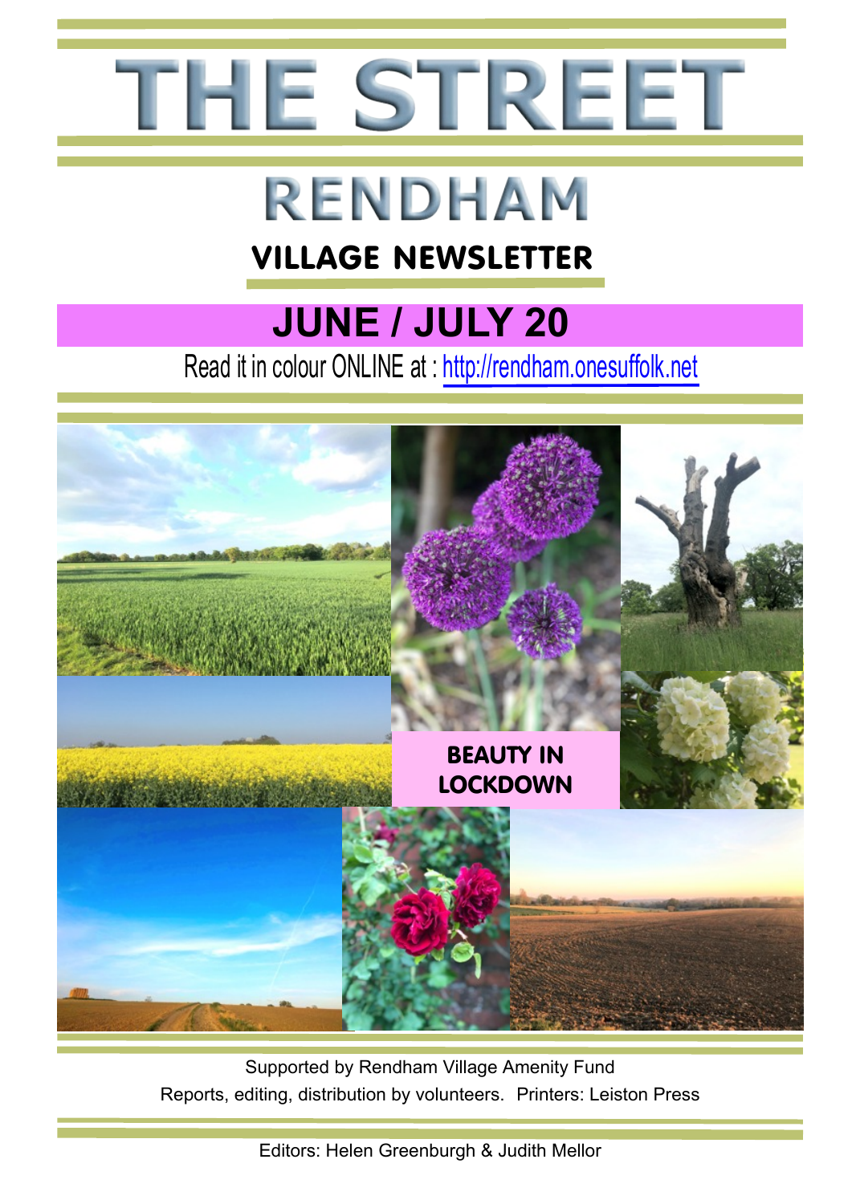# THE STREET

## RENDHAM

### VILLAGE NEWSLETTER

## JUNE / JULY 20

Read it in colour ONLINE at : http://rendham.onesuffolk.net

**BEAUTY IN LOCKDOWN**

Supported by Rendham Village Amenity Fund

Reports, editing, distribution by volunteers. Printers: Leiston Press

Editors: Helen Greenburgh & Judith Mellor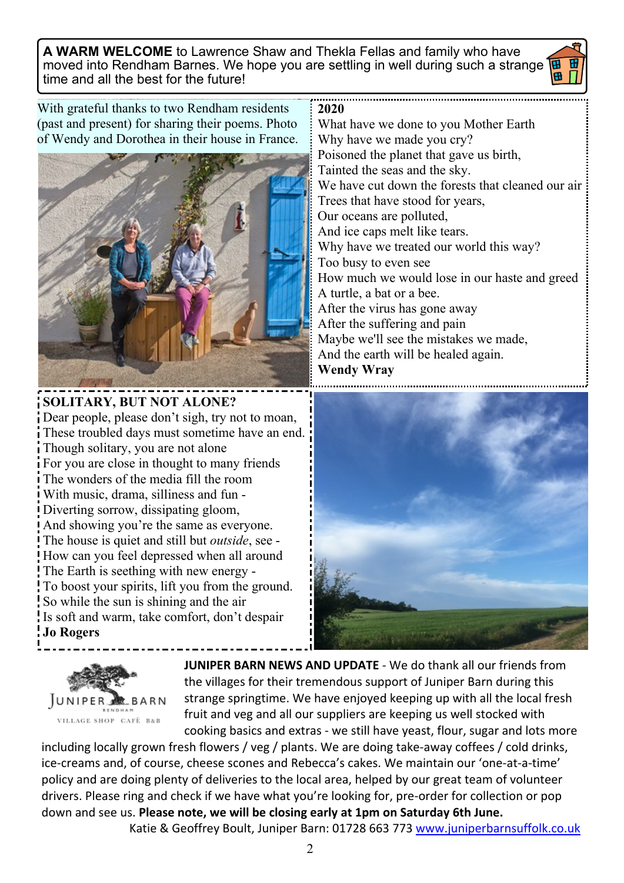**A WARM WELCOME** to Lawrence Shaw and Thekla Fellas and family who have moved into Rendham Barnes. We hope you are settling in well during such a strange time and all the best for the future!

With grateful thanks to two Rendham residents (past and present) for sharing their poems. Photo of Wendy and Dorothea in their house in France.

**2020**

What have we done to you Mother Earth
Why have we made you cry?
Poisoned the planet that gave us birth,
Tainted the seas and the sky.
We have cut down the forests that cleaned our air
Trees that have stood for years,
Our oceans are polluted,
And ice caps melt like tears.
Why have we treated our world this way?
Too busy to even see
How much we would lose in our haste and greed
A turtle, a bat or a bee.
After the virus has gone away
After the suffering and pain
Maybe we'll see the mistakes we made,
And the earth will be healed again.

**Wendy Wray**

**SOLITARY, BUT NOT ALONE?**

Dear people, please don't sigh, try not to moan,
These troubled days must sometime have an end.
Though solitary, you are not alone
For you are close in thought to many friends
The wonders of the media fill the room
With music, drama, silliness and fun -
Diverting sorrow, dissipating gloom,
And showing you're the same as everyone.
The house is quiet and still but *outside*, see -
How can you feel depressed when all around
The Earth is seething with new energy -
To boost your spirits, lift you from the ground.
So while the sun is shining and the air
Is soft and warm, take comfort, don't despair

**Jo Rogers**

JUNIPER BARN RENDHAM VILLAGE SHOP CAFÉ B&B

**JUNIPER BARN NEWS AND UPDATE** - We do thank all our friends from the villages for their tremendous support of Juniper Barn during this strange springtime. We have enjoyed keeping up with all the local fresh fruit and veg and all our suppliers are keeping us well stocked with cooking basics and extras - we still have yeast, flour, sugar and lots more including locally grown fresh flowers / veg / plants. We are doing take-away coffees / cold drinks, ice-creams and, of course, cheese scones and Rebecca's cakes. We maintain our 'one-at-a-time' policy and are doing plenty of deliveries to the local area, helped by our great team of volunteer drivers. Please ring and check if we have what you're looking for, pre-order for collection or pop down and see us. **Please note, we will be closing early at 1pm on Saturday 6th June.**

Katie & Geoffrey Boult, Juniper Barn: 01728 663 773 www.juniperbarnsuffolk.co.uk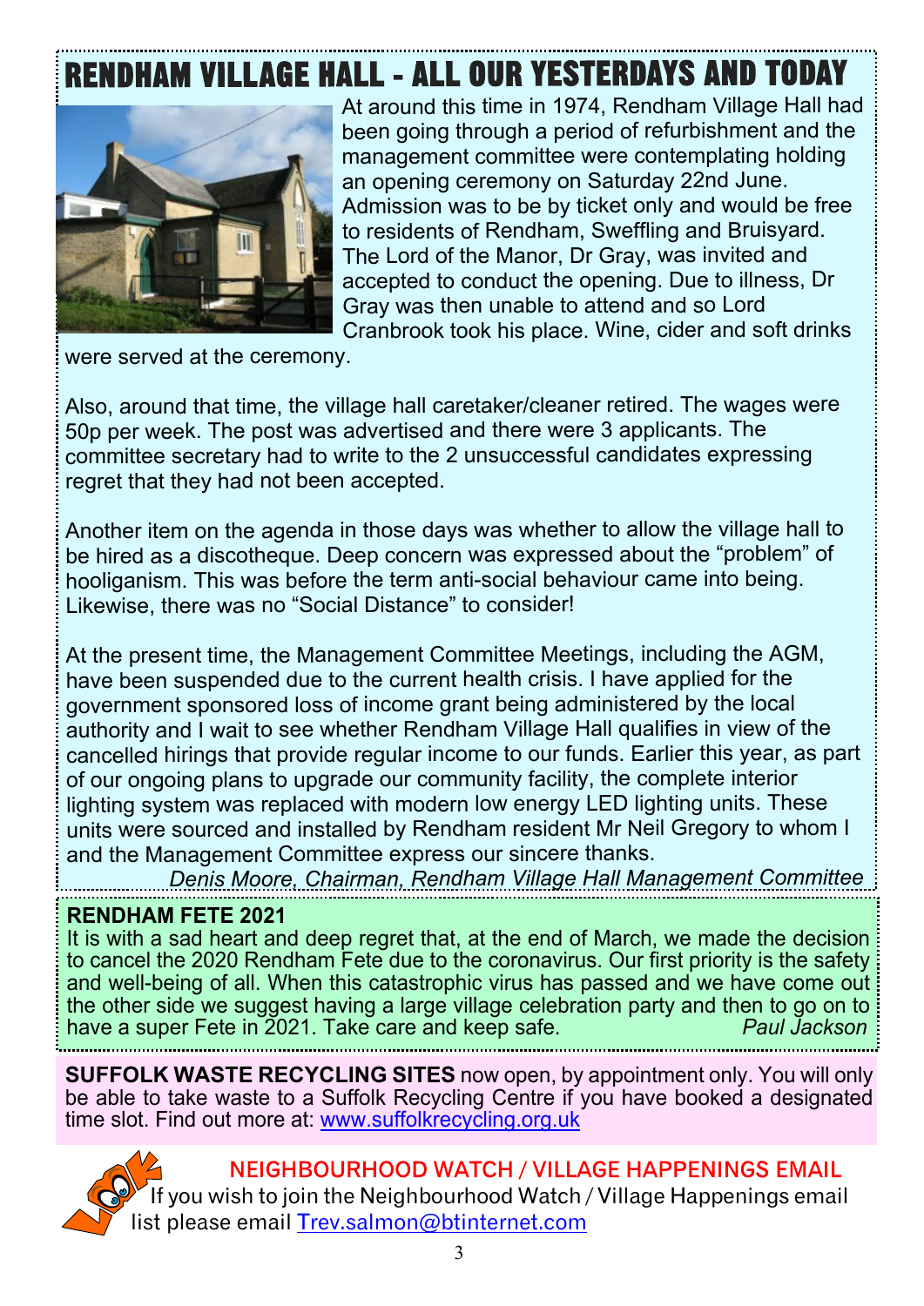# RENDHAM VILLAGE HALL - ALL OUR YESTERDAYS AND TODAY

At around this time in 1974, Rendham Village Hall had been going through a period of refurbishment and the management committee were contemplating holding an opening ceremony on Saturday 22nd June. Admission was to be by ticket only and would be free to residents of Rendham, Sweffling and Bruisyard. The Lord of the Manor, Dr Gray, was invited and accepted to conduct the opening. Due to illness, Dr Gray was then unable to attend and so Lord Cranbrook took his place. Wine, cider and soft drinks were served at the ceremony.

Also, around that time, the village hall caretaker/cleaner retired. The wages were 50p per week. The post was advertised and there were 3 applicants. The committee secretary had to write to the 2 unsuccessful candidates expressing regret that they had not been accepted.

Another item on the agenda in those days was whether to allow the village hall to be hired as a discotheque. Deep concern was expressed about the "problem" of hooliganism. This was before the term anti-social behaviour came into being. Likewise, there was no "Social Distance" to consider!

At the present time, the Management Committee Meetings, including the AGM, have been suspended due to the current health crisis. I have applied for the government sponsored loss of income grant being administered by the local authority and I wait to see whether Rendham Village Hall qualifies in view of the cancelled hirings that provide regular income to our funds. Earlier this year, as part of our ongoing plans to upgrade our community facility, the complete interior lighting system was replaced with modern low energy LED lighting units. These units were sourced and installed by Rendham resident Mr Neil Gregory to whom I and the Management Committee express our sincere thanks.

*Denis Moore, Chairman, Rendham Village Hall Management Committee*

**RENDHAM FETE 2021**

It is with a sad heart and deep regret that, at the end of March, we made the decision to cancel the 2020 Rendham Fete due to the coronavirus. Our first priority is the safety and well-being of all. When this catastrophic virus has passed and we have come out the other side we suggest having a large village celebration party and then to go on to have a super Fete in 2021. Take care and keep safe. *Paul Jackson*

**SUFFOLK WASTE RECYCLING SITES** now open, by appointment only. You will only be able to take waste to a Suffolk Recycling Centre if you have booked a designated time slot. Find out more at: www.suffolkrecycling.org.uk

**NEIGHBOURHOOD WATCH / VILLAGE HAPPENINGS EMAIL**

If you wish to join the Neighbourhood Watch / Village Happenings email list please email Trev.salmon@btinternet.com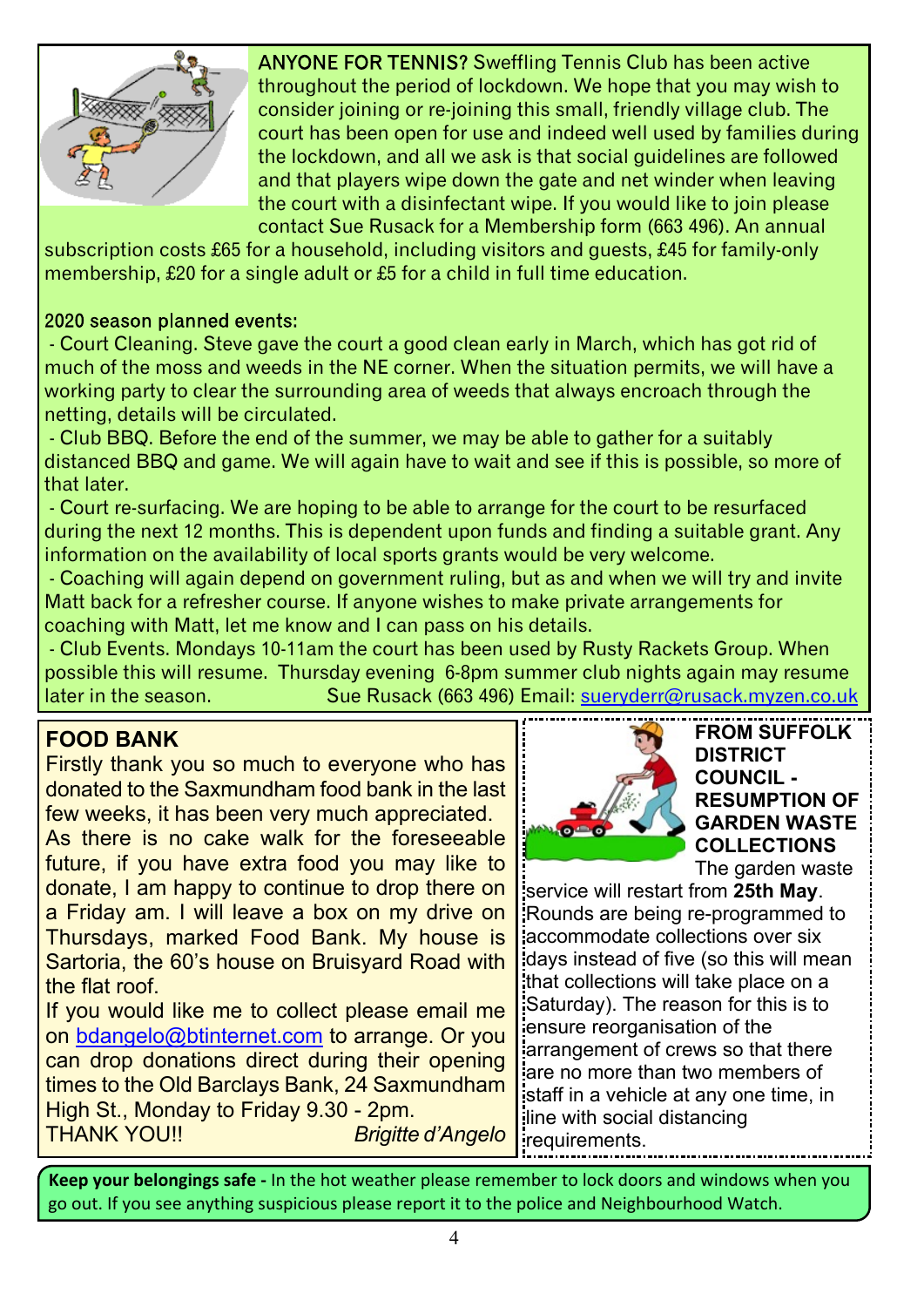**ANYONE FOR TENNIS?** Sweffling Tennis Club has been active throughout the period of lockdown. We hope that you may wish to consider joining or re-joining this small, friendly village club. The court has been open for use and indeed well used by families during the lockdown, and all we ask is that social guidelines are followed and that players wipe down the gate and net winder when leaving the court with a disinfectant wipe. If you would like to join please contact Sue Rusack for a Membership form (663 496). An annual subscription costs £65 for a household, including visitors and guests, £45 for family-only membership, £20 for a single adult or £5 for a child in full time education.

2020 season planned events:

- Court Cleaning. Steve gave the court a good clean early in March, which has got rid of much of the moss and weeds in the NE corner. When the situation permits, we will have a working party to clear the surrounding area of weeds that always encroach through the netting, details will be circulated.
- Club BBQ. Before the end of the summer, we may be able to gather for a suitably distanced BBQ and game. We will again have to wait and see if this is possible, so more of that later.
- Court re-surfacing. We are hoping to be able to arrange for the court to be resurfaced during the next 12 months. This is dependent upon funds and finding a suitable grant. Any information on the availability of local sports grants would be very welcome.
- Coaching will again depend on government ruling, but as and when we will try and invite Matt back for a refresher course. If anyone wishes to make private arrangements for coaching with Matt, let me know and I can pass on his details.
- Club Events. Mondays 10-11am the court has been used by Rusty Rackets Group. When possible this will resume. Thursday evening 6-8pm summer club nights again may resume later in the season.

Sue Rusack (663 496) Email: sueryderr@rusack.myzen.co.uk

## FOOD BANK

Firstly thank you so much to everyone who has donated to the Saxmundham food bank in the last few weeks, it has been very much appreciated.

As there is no cake walk for the foreseeable future, if you have extra food you may like to donate, I am happy to continue to drop there on a Friday am. I will leave a box on my drive on Thursdays, marked Food Bank. My house is Sartoria, the 60's house on Bruisyard Road with the flat roof.

If you would like me to collect please email me on bdangelo@btinternet.com to arrange. Or you can drop donations direct during their opening times to the Old Barclays Bank, 24 Saxmundham High St., Monday to Friday 9.30 - 2pm.

THANK YOU!! *Brigitte d'Angelo*

## FROM SUFFOLK DISTRICT COUNCIL - RESUMPTION OF GARDEN WASTE COLLECTIONS

The garden waste service will restart from **25th May**. Rounds are being re-programmed to accommodate collections over six days instead of five (so this will mean that collections will take place on a Saturday). The reason for this is to ensure reorganisation of the arrangement of crews so that there are no more than two members of staff in a vehicle at any one time, in line with social distancing requirements.

**Keep your belongings safe -** In the hot weather please remember to lock doors and windows when you go out. If you see anything suspicious please report it to the police and Neighbourhood Watch.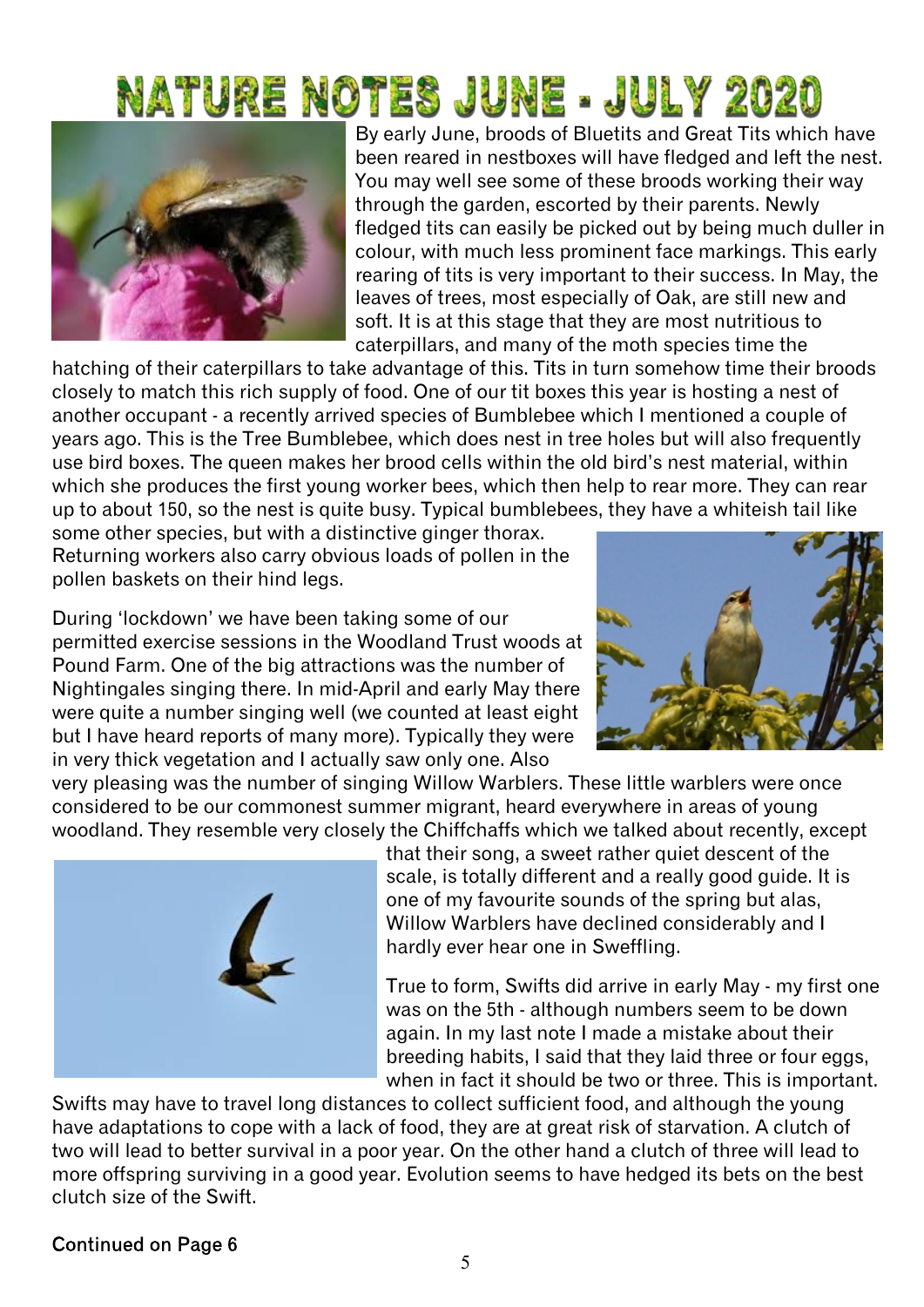# NATURE NOTES JUNE - JULY 2020

By early June, broods of Bluetits and Great Tits which have been reared in nestboxes will have fledged and left the nest. You may well see some of these broods working their way through the garden, escorted by their parents. Newly fledged tits can easily be picked out by being much duller in colour, with much less prominent face markings. This early rearing of tits is very important to their success. In May, the leaves of trees, most especially of Oak, are still new and soft. It is at this stage that they are most nutritious to caterpillars, and many of the moth species time the hatching of their caterpillars to take advantage of this. Tits in turn somehow time their broods closely to match this rich supply of food. One of our tit boxes this year is hosting a nest of another occupant - a recently arrived species of Bumblebee which I mentioned a couple of years ago. This is the Tree Bumblebee, which does nest in tree holes but will also frequently use bird boxes. The queen makes her brood cells within the old bird's nest material, within which she produces the first young worker bees, which then help to rear more. They can rear up to about 150, so the nest is quite busy. Typical bumblebees, they have a whiteish tail like some other species, but with a distinctive ginger thorax. Returning workers also carry obvious loads of pollen in the pollen baskets on their hind legs.

During 'lockdown' we have been taking some of our permitted exercise sessions in the Woodland Trust woods at Pound Farm. One of the big attractions was the number of Nightingales singing there. In mid-April and early May there were quite a number singing well (we counted at least eight but I have heard reports of many more). Typically they were in very thick vegetation and I actually saw only one. Also very pleasing was the number of singing Willow Warblers. These little warblers were once considered to be our commonest summer migrant, heard everywhere in areas of young woodland. They resemble very closely the Chiffchaffs which we talked about recently, except that their song, a sweet rather quiet descent of the scale, is totally different and a really good guide. It is one of my favourite sounds of the spring but alas, Willow Warblers have declined considerably and I hardly ever hear one in Sweffling.

True to form, Swifts did arrive in early May - my first one was on the 5th - although numbers seem to be down again. In my last note I made a mistake about their breeding habits, I said that they laid three or four eggs, when in fact it should be two or three. This is important. Swifts may have to travel long distances to collect sufficient food, and although the young have adaptations to cope with a lack of food, they are at great risk of starvation. A clutch of two will lead to better survival in a poor year. On the other hand a clutch of three will lead to more offspring surviving in a good year. Evolution seems to have hedged its bets on the best clutch size of the Swift.

**Continued on Page 6**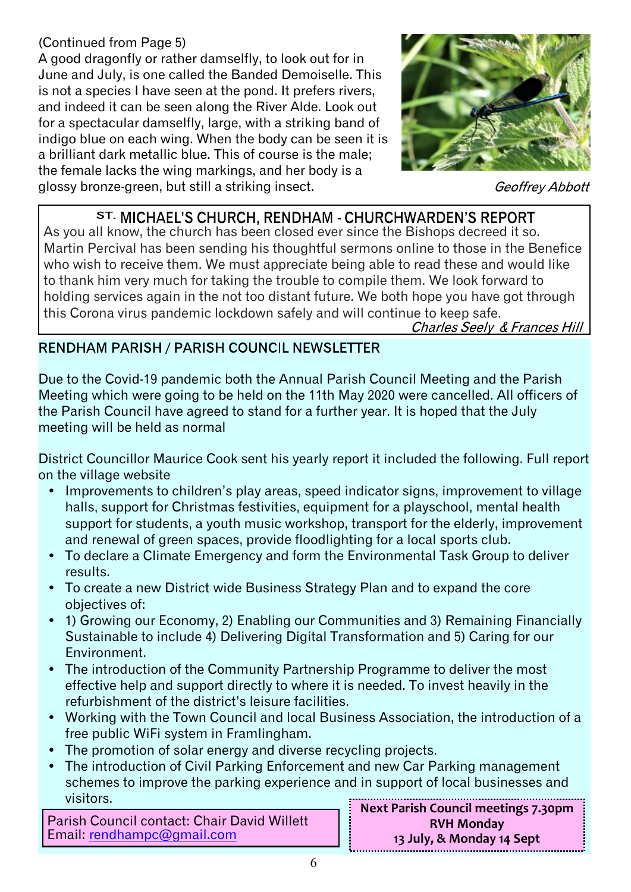(Continued from Page 5)

A good dragonfly or rather damselfly, to look out for in June and July, is one called the Banded Demoiselle. This is not a species I have seen at the pond. It prefers rivers, and indeed it can be seen along the River Alde. Look out for a spectacular damselfly, large, with a striking band of indigo blue on each wing. When the body can be seen it is a brilliant dark metallic blue. This of course is the male; the female lacks the wing markings, and her body is a glossy bronze-green, but still a striking insect.

*Geoffrey Abbott*

## ST. MICHAEL'S CHURCH, RENDHAM - CHURCHWARDEN'S REPORT

As you all know, the church has been closed ever since the Bishops decreed it so. Martin Percival has been sending his thoughtful sermons online to those in the Benefice who wish to receive them. We must appreciate being able to read these and would like to thank him very much for taking the trouble to compile them. We look forward to holding services again in the not too distant future. We both hope you have got through this Corona virus pandemic lockdown safely and will continue to keep safe.

*Charles Seely & Frances Hill*

## RENDHAM PARISH / PARISH COUNCIL NEWSLETTER

Due to the Covid-19 pandemic both the Annual Parish Council Meeting and the Parish Meeting which were going to be held on the 11th May 2020 were cancelled. All officers of the Parish Council have agreed to stand for a further year. It is hoped that the July meeting will be held as normal

District Councillor Maurice Cook sent his yearly report it included the following. Full report on the village website

- Improvements to children's play areas, speed indicator signs, improvement to village halls, support for Christmas festivities, equipment for a playschool, mental health support for students, a youth music workshop, transport for the elderly, improvement and renewal of green spaces, provide floodlighting for a local sports club.
- To declare a Climate Emergency and form the Environmental Task Group to deliver results.
- To create a new District wide Business Strategy Plan and to expand the core objectives of:
- 1) Growing our Economy, 2) Enabling our Communities and 3) Remaining Financially Sustainable to include 4) Delivering Digital Transformation and 5) Caring for our Environment.
- The introduction of the Community Partnership Programme to deliver the most effective help and support directly to where it is needed. To invest heavily in the refurbishment of the district's leisure facilities.
- Working with the Town Council and local Business Association, the introduction of a free public WiFi system in Framlingham.
- The promotion of solar energy and diverse recycling projects.
- The introduction of Civil Parking Enforcement and new Car Parking management schemes to improve the parking experience and in support of local businesses and visitors.

Parish Council contact: Chair David Willett
Email: rendhampc@gmail.com

**Next Parish Council meetings 7.30pm RVH Monday 13 July, & Monday 14 Sept**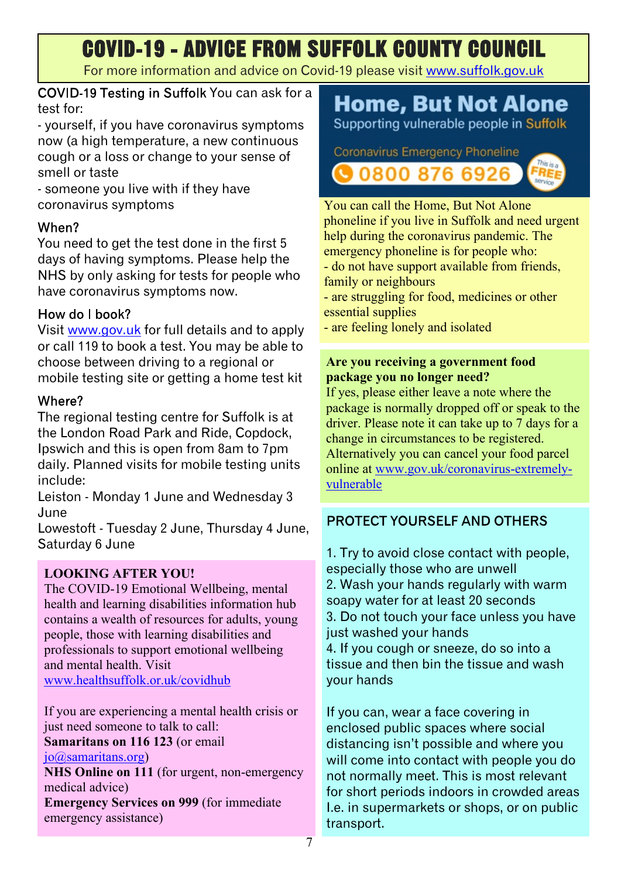# COVID-19 - ADVICE FROM SUFFOLK COUNTY COUNCIL

For more information and advice on Covid-19 please visit www.suffolk.gov.uk

**COVID-19 Testing in Suffolk** You can ask for a test for:

- yourself, if you have coronavirus symptoms now (a high temperature, a new continuous cough or a loss or change to your sense of smell or taste
- someone you live with if they have coronavirus symptoms

### When?

You need to get the test done in the first 5 days of having symptoms. Please help the NHS by only asking for tests for people who have coronavirus symptoms now.

### How do I book?

Visit www.gov.uk for full details and to apply or call 119 to book a test. You may be able to choose between driving to a regional or mobile testing site or getting a home test kit

### Where?

The regional testing centre for Suffolk is at the London Road Park and Ride, Copdock, Ipswich and this is open from 8am to 7pm daily. Planned visits for mobile testing units include:

Leiston - Monday 1 June and Wednesday 3 June

Lowestoft - Tuesday 2 June, Thursday 4 June, Saturday 6 June

### LOOKING AFTER YOU!

The COVID-19 Emotional Wellbeing, mental health and learning disabilities information hub contains a wealth of resources for adults, young people, those with learning disabilities and professionals to support emotional wellbeing and mental health. Visit www.healthsuffolk.or.uk/covidhub

If you are experiencing a mental health crisis or just need someone to talk to call:

**Samaritans on 116 123** (or email jo@samaritans.org)

**NHS Online on 111** (for urgent, non-emergency medical advice)

**Emergency Services on 999** (for immediate emergency assistance)

## Home, But Not Alone

Supporting vulnerable people in Suffolk

Coronavirus Emergency Phoneline

**0800 876 6926** This is a FREE service

You can call the Home, But Not Alone phoneline if you live in Suffolk and need urgent help during the coronavirus pandemic. The emergency phoneline is for people who:

- do not have support available from friends, family or neighbours
- are struggling for food, medicines or other essential supplies
- are feeling lonely and isolated

### Are you receiving a government food package you no longer need?

If yes, please either leave a note where the package is normally dropped off or speak to the driver. Please note it can take up to 7 days for a change in circumstances to be registered. Alternatively you can cancel your food parcel online at www.gov.uk/coronavirus-extremely-vulnerable

### PROTECT YOURSELF AND OTHERS

1. Try to avoid close contact with people, especially those who are unwell
2. Wash your hands regularly with warm soapy water for at least 20 seconds
3. Do not touch your face unless you have just washed your hands
4. If you cough or sneeze, do so into a tissue and then bin the tissue and wash your hands

If you can, wear a face covering in enclosed public spaces where social distancing isn't possible and where you will come into contact with people you do not normally meet. This is most relevant for short periods indoors in crowded areas I.e. in supermarkets or shops, or on public transport.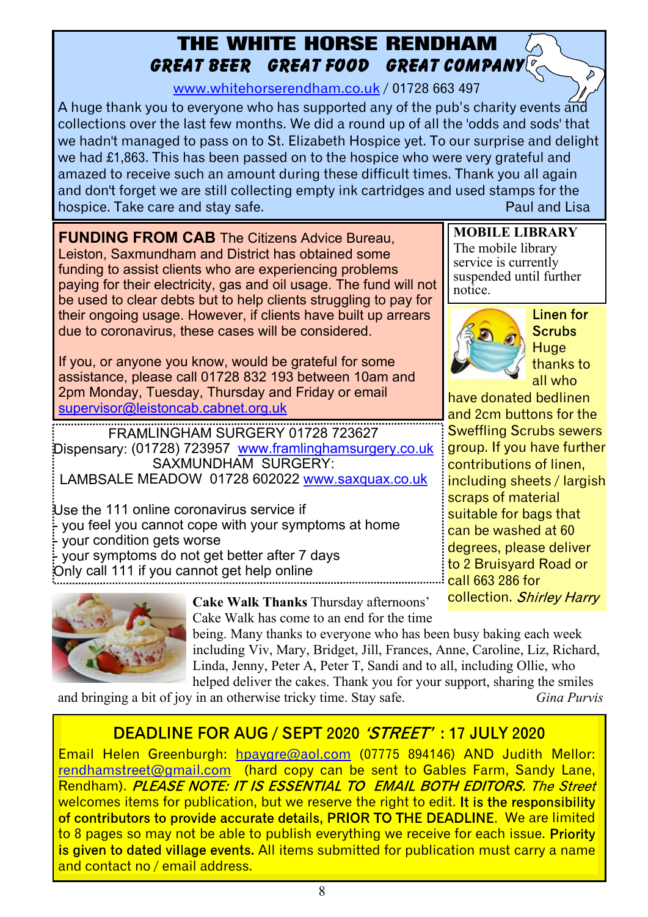# THE WHITE HORSE RENDHAM

## GREAT BEER GREAT FOOD GREAT COMPANY

www.whitehorserendham.co.uk / 01728 663 497

A huge thank you to everyone who has supported any of the pub's charity events and collections over the last few months. We did a round up of all the 'odds and sods' that we hadn't managed to pass on to St. Elizabeth Hospice yet. To our surprise and delight we had £1,863. This has been passed on to the hospice who were very grateful and amazed to receive such an amount during these difficult times. Thank you all again and don't forget we are still collecting empty ink cartridges and used stamps for the hospice. Take care and stay safe.

Paul and Lisa

**FUNDING FROM CAB** The Citizens Advice Bureau, Leiston, Saxmundham and District has obtained some funding to assist clients who are experiencing problems paying for their electricity, gas and oil usage. The fund will not be used to clear debts but to help clients struggling to pay for their ongoing usage. However, if clients have built up arrears due to coronavirus, these cases will be considered.

If you, or anyone you know, would be grateful for some assistance, please call 01728 832 193 between 10am and 2pm Monday, Tuesday, Thursday and Friday or email supervisor@leistoncab.cabnet.org.uk

**MOBILE LIBRARY**
The mobile library service is currently suspended until further notice.

FRAMLINGHAM SURGERY 01728 723627
Dispensary: (01728) 723957 www.framlinghamsurgery.co.uk
SAXMUNDHAM SURGERY:
LAMBSALE MEADOW 01728 602022 www.saxquax.co.uk

Use the 111 online coronavirus service if
- you feel you cannot cope with your symptoms at home
- your condition gets worse
- your symptoms do not get better after 7 days

Only call 111 if you cannot get help online

**Linen for Scrubs** Huge thanks to all who have donated bedlinen and 2cm buttons for the Sweffling Scrubs sewers group. If you have further contributions of linen, including sheets / largish scraps of material suitable for bags that can be washed at 60 degrees, please deliver to 2 Bruisyard Road or call 663 286 for collection. *Shirley Harry*

**Cake Walk Thanks** Thursday afternoons' Cake Walk has come to an end for the time being. Many thanks to everyone who has been busy baking each week including Viv, Mary, Bridget, Jill, Frances, Anne, Caroline, Liz, Richard, Linda, Jenny, Peter A, Peter T, Sandi and to all, including Ollie, who helped deliver the cakes. Thank you for your support, sharing the smiles and bringing a bit of joy in an otherwise tricky time. Stay safe. *Gina Purvis*

## DEADLINE FOR AUG / SEPT 2020 *'STREET'* : 17 JULY 2020

Email Helen Greenburgh: hpaygre@aol.com (07775 894146) AND Judith Mellor: rendhamstreet@gmail.com (hard copy can be sent to Gables Farm, Sandy Lane, Rendham). ***PLEASE NOTE: IT IS ESSENTIAL TO EMAIL BOTH EDITORS.*** *The Street* welcomes items for publication, but we reserve the right to edit. **It is the responsibility of contributors to provide accurate details, PRIOR TO THE DEADLINE.** We are limited to 8 pages so may not be able to publish everything we receive for each issue. **Priority is given to dated village events.** All items submitted for publication must carry a name and contact no / email address.